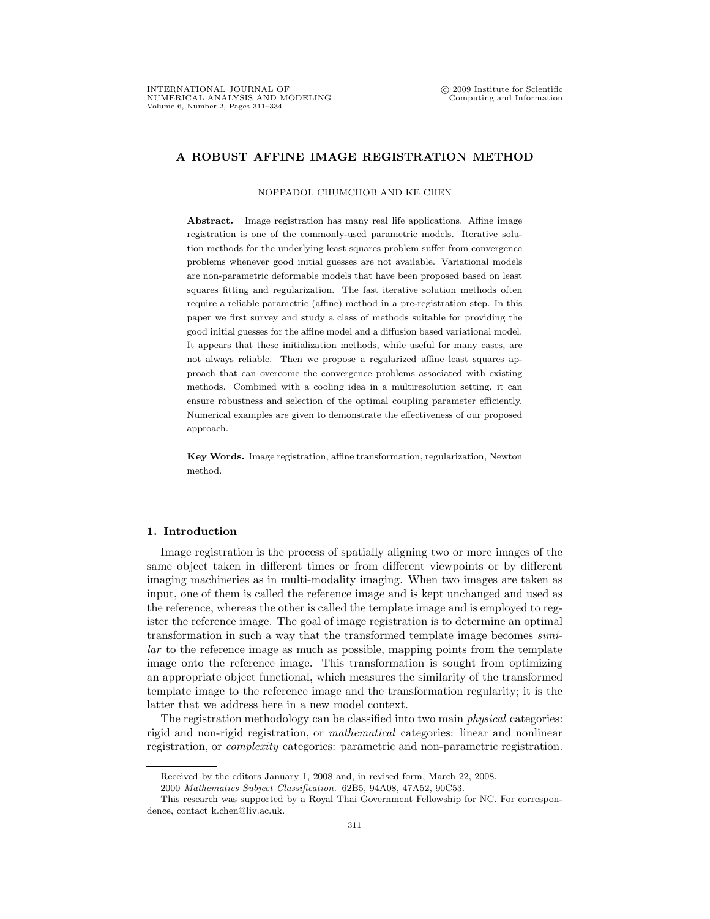# A ROBUST AFFINE IMAGE REGISTRATION METHOD

NOPPADOL CHUMCHOB AND KE CHEN

**Abstract.** Image registration has many real life applications. Affine image registration is one of the commonly-used parametric models. Iterative solution methods for the underlying least squares problem suffer from convergence problems whenever good initial guesses are not available. Variational models are non-parametric deformable models that have been proposed based on least squares fitting and regularization. The fast iterative solution methods often require a reliable parametric (affine) method in a pre-registration step. In this paper we first survey and study a class of methods suitable for providing the good initial guesses for the affine model and a diffusion based variational model. It appears that these initialization methods, while useful for many cases, are not always reliable. Then we propose a regularized affine least squares approach that can overcome the convergence problems associated with existing methods. Combined with a cooling idea in a multiresolution setting, it can ensure robustness and selection of the optimal coupling parameter efficiently. Numerical examples are given to demonstrate the effectiveness of our proposed approach.

**Key Words.** Image registration, affine transformation, regularization, Newton method.

## 1. Introduction

Image registration is the process of spatially aligning two or more images of the same object taken in different times or from different viewpoints or by different imaging machineries as in multi-modality imaging. When two images are taken as input, one of them is called the reference image and is kept unchanged and used as the reference, whereas the other is called the template image and is employed to register the reference image. The goal of image registration is to determine an optimal transformation in such a way that the transformed template image becomes *similar* to the reference image as much as possible, mapping points from the template image onto the reference image. This transformation is sought from optimizing an appropriate object functional, which measures the similarity of the transformed template image to the reference image and the transformation regularity; it is the latter that we address here in a new model context.

The registration methodology can be classified into two main *physical* categories: rigid and non-rigid registration, or *mathematical* categories: linear and nonlinear registration, or *complexity* categories: parametric and non-parametric registration.

---

Received by the editors January 1, 2008 and, in revised form, March 22, 2008.

2000 *Mathematics Subject Classification.* 62B5, 94A08, 47A52, 90C53.

This research was supported by a Royal Thai Government Fellowship for NC. For correspondence, contact k.chen@liv.ac.uk.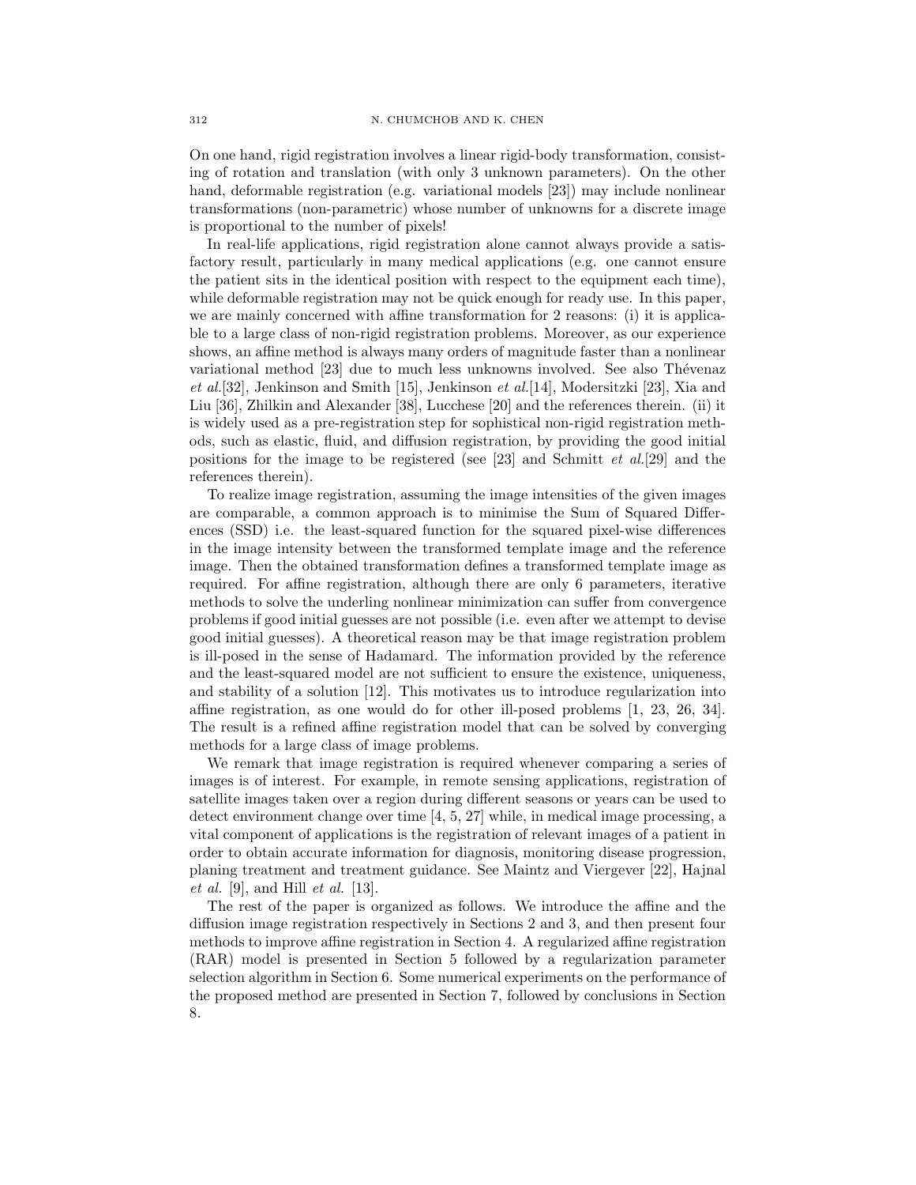On one hand, rigid registration involves a linear rigid-body transformation, consisting of rotation and translation (with only 3 unknown parameters). On the other hand, deformable registration (e.g. variational models [23]) may include nonlinear transformations (non-parametric) whose number of unknowns for a discrete image is proportional to the number of pixels!

In real-life applications, rigid registration alone cannot always provide a satisfactory result, particularly in many medical applications (e.g. one cannot ensure the patient sits in the identical position with respect to the equipment each time), while deformable registration may not be quick enough for ready use. In this paper, we are mainly concerned with affine transformation for 2 reasons: (i) it is applicable to a large class of non-rigid registration problems. Moreover, as our experience shows, an affine method is always many orders of magnitude faster than a nonlinear variational method [23] due to much less unknowns involved. See also Thévenaz *et al.*[32], Jenkinson and Smith [15], Jenkinson *et al.*[14], Modersitzki [23], Xia and Liu [36], Zhilkin and Alexander [38], Lucchese [20] and the references therein. (ii) it is widely used as a pre-registration step for sophistical non-rigid registration methods, such as elastic, fluid, and diffusion registration, by providing the good initial positions for the image to be registered (see [23] and Schmitt *et al.*[29] and the references therein).

To realize image registration, assuming the image intensities of the given images are comparable, a common approach is to minimise the Sum of Squared Differences (SSD) i.e. the least-squared function for the squared pixel-wise differences in the image intensity between the transformed template image and the reference image. Then the obtained transformation defines a transformed template image as required. For affine registration, although there are only 6 parameters, iterative methods to solve the underling nonlinear minimization can suffer from convergence problems if good initial guesses are not possible (i.e. even after we attempt to devise good initial guesses). A theoretical reason may be that image registration problem is ill-posed in the sense of Hadamard. The information provided by the reference and the least-squared model are not sufficient to ensure the existence, uniqueness, and stability of a solution [12]. This motivates us to introduce regularization into affine registration, as one would do for other ill-posed problems [1, 23, 26, 34]. The result is a refined affine registration model that can be solved by converging methods for a large class of image problems.

We remark that image registration is required whenever comparing a series of images is of interest. For example, in remote sensing applications, registration of satellite images taken over a region during different seasons or years can be used to detect environment change over time [4, 5, 27] while, in medical image processing, a vital component of applications is the registration of relevant images of a patient in order to obtain accurate information for diagnosis, monitoring disease progression, planing treatment and treatment guidance. See Maintz and Viergever [22], Hajnal *et al.* [9], and Hill *et al.* [13].

The rest of the paper is organized as follows. We introduce the affine and the diffusion image registration respectively in Sections 2 and 3, and then present four methods to improve affine registration in Section 4. A regularized affine registration (RAR) model is presented in Section 5 followed by a regularization parameter selection algorithm in Section 6. Some numerical experiments on the performance of the proposed method are presented in Section 7, followed by conclusions in Section 8.